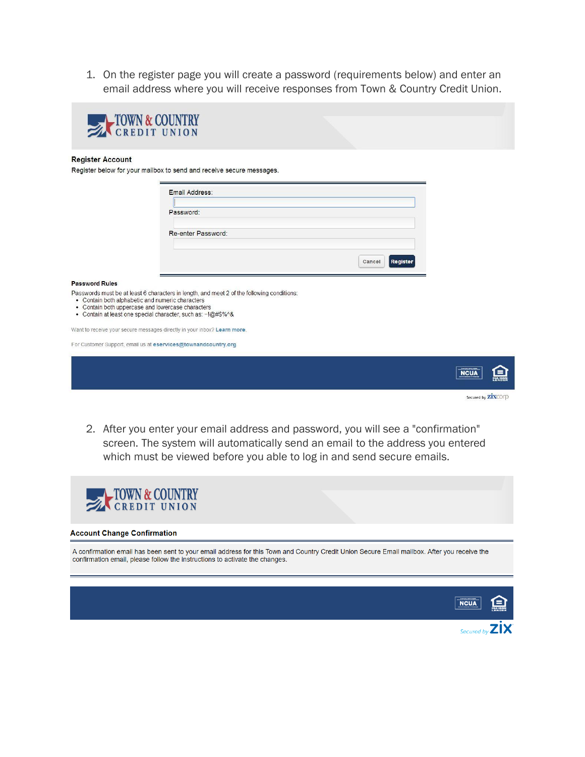1. On the register page you will create a password (requirements below) and enter an email address where you will receive responses from Town & Country Credit Union.

TOWN & COUNTRY CREDIT UNION

**Register Account**

Register below for your mailbox to send and receive secure messages.

Email Address:

Password:

Re-enter Password:

Cancel | Register

**Password Rules**

Passwords must be at least 6 characters in length, and meet 2 of the following conditions:

- Contain both alphabetic and numeric characters
- Contain both uppercase and lowercase characters
- Contain at least one special character, such as: ~!@#$%^&

Want to receive your secure messages directly in your inbox? **Learn more.**

For Customer Support, email us at **eservices@townandcountry.org**

NCUA

Secured by zixcorp

2. After you enter your email address and password, you will see a "confirmation" screen. The system will automatically send an email to the address you entered which must be viewed before you able to log in and send secure emails.

TOWN & COUNTRY CREDIT UNION

**Account Change Confirmation**

A confirmation email has been sent to your email address for this Town and Country Credit Union Secure Email mailbox. After you receive the confirmation email, please follow the instructions to activate the changes.

NCUA

Secured by ZIX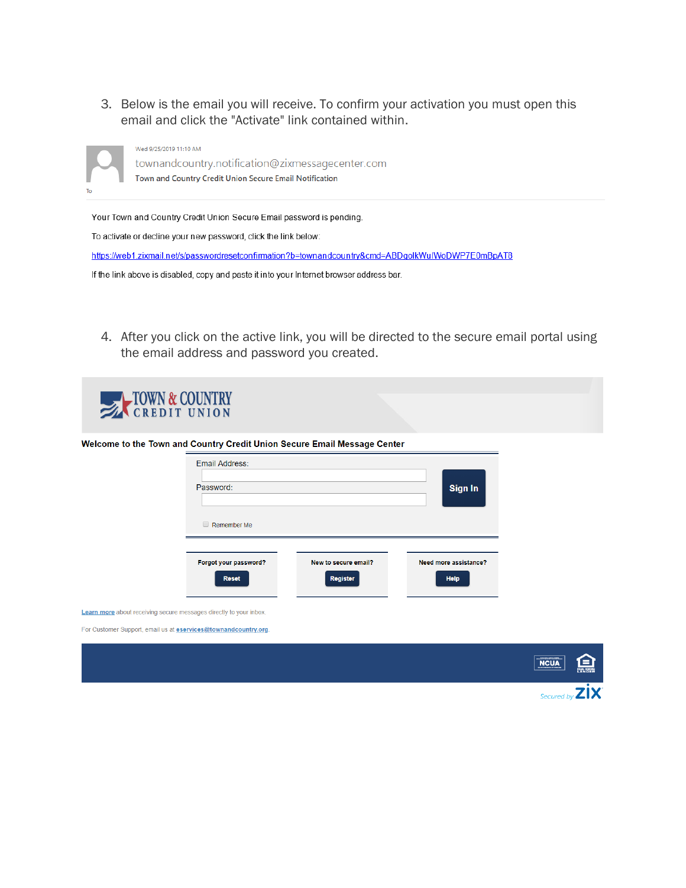3. Below is the email you will receive. To confirm your activation you must open this email and click the "Activate" link contained within.

Wed 9/25/2019 11:10 AM

townandcountry.notification@zixmessagecenter.com

Town and Country Credit Union Secure Email Notification

To

Your Town and Country Credit Union Secure Email password is pending.

To activate or decline your new password, click the link below:

https://web1.zixmail.net/s/passwordresetconfirmation?b=townandcountry&cmd=ABDgolkWuIWoDWP7E0mBpAT8

If the link above is disabled, copy and paste it into your Internet browser address bar.

4. After you click on the active link, you will be directed to the secure email portal using the email address and password you created.

TOWN & COUNTRY CREDIT UNION

**Welcome to the Town and Country Credit Union Secure Email Message Center**

Email Address:

Password:

Sign In

Remember Me

| Forgot your password? | New to secure email? | Need more assistance? |
| --- | --- | --- |
| Reset | Register | Help |

Learn more about receiving secure messages directly to your inbox.

For Customer Support, email us at eservices@townandcountry.org.

NCUA

Secured by ZIX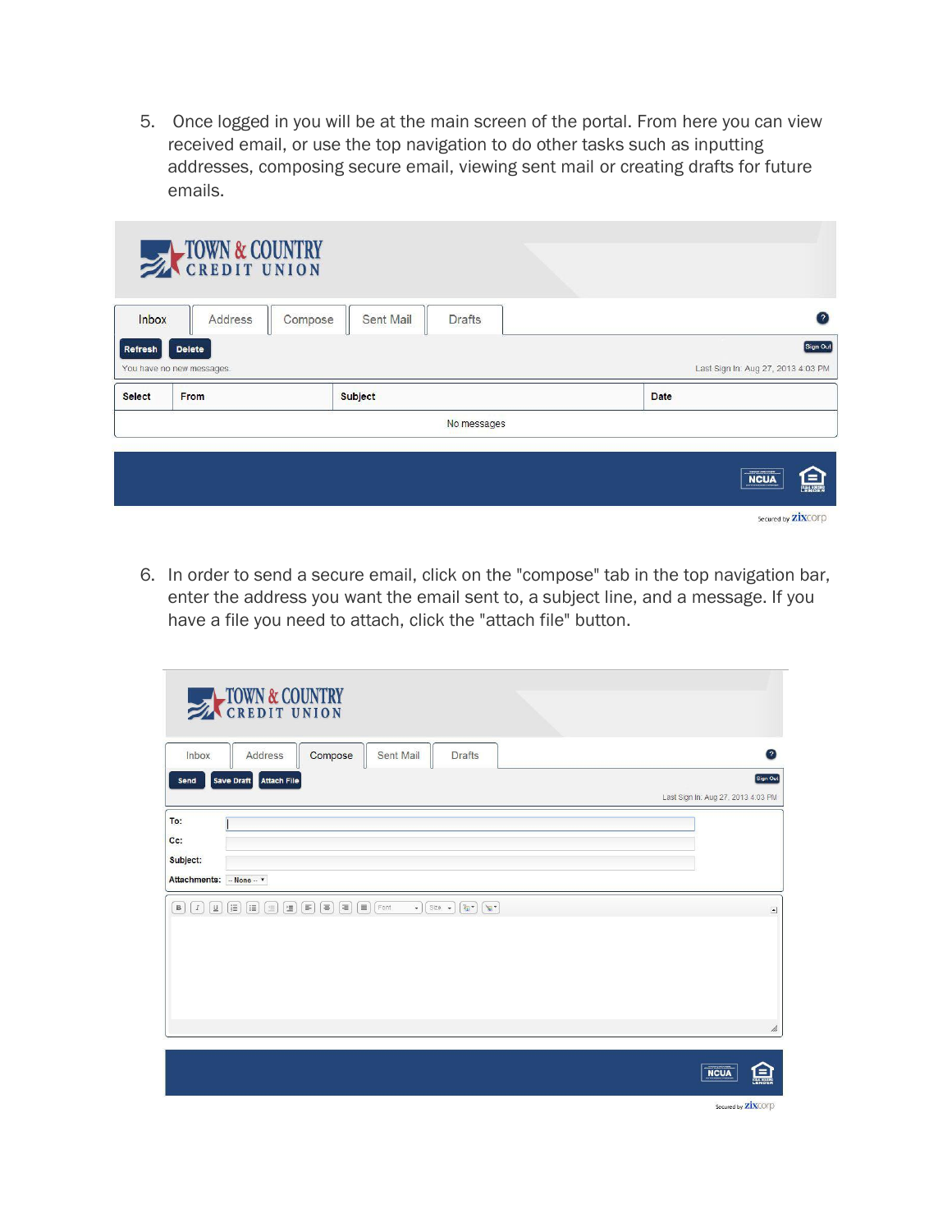5. Once logged in you will be at the main screen of the portal. From here you can view received email, or use the top navigation to do other tasks such as inputting addresses, composing secure email, viewing sent mail or creating drafts for future emails.

6. In order to send a secure email, click on the "compose" tab in the top navigation bar, enter the address you want the email sent to, a subject line, and a message. If you have a file you need to attach, click the "attach file" button.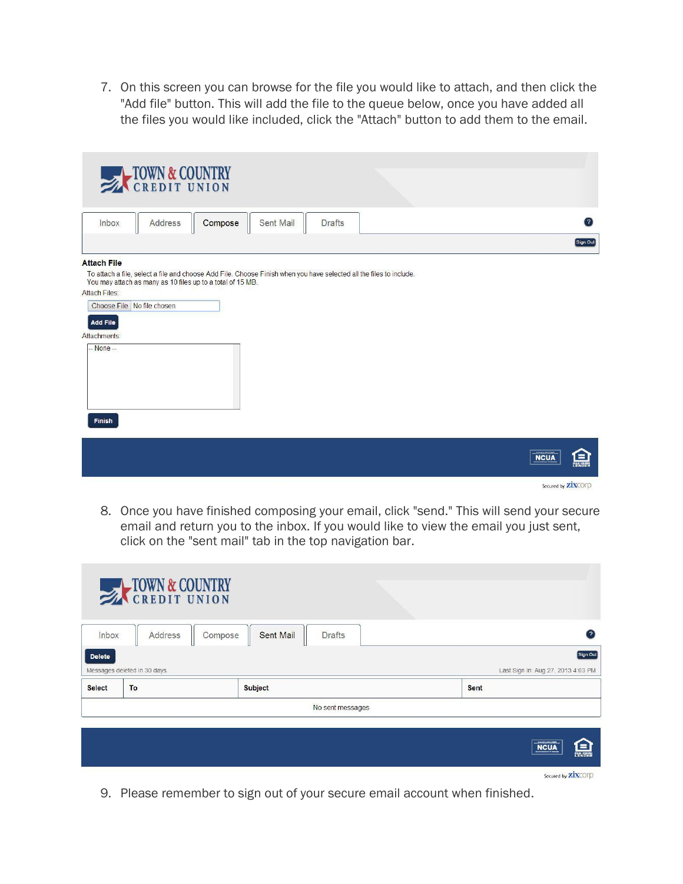7. On this screen you can browse for the file you would like to attach, and then click the "Add file" button. This will add the file to the queue below, once you have added all the files you would like included, click the "Attach" button to add them to the email.

TOWN & COUNTRY CREDIT UNION

Inbox | Address | Compose | Sent Mail | Drafts

Sign Out

**Attach File**

To attach a file, select a file and choose Add File. Choose Finish when you have selected all the files to include.
You may attach as many as 10 files up to a total of 15 MB.

Attach Files:

Choose File No file chosen

Add File

Attachments:

-- None --

Finish

NCUA

Secured by zixcorp

8. Once you have finished composing your email, click "send." This will send your secure email and return you to the inbox. If you would like to view the email you just sent, click on the "sent mail" tab in the top navigation bar.

TOWN & COUNTRY CREDIT UNION

Inbox | Address | Compose | Sent Mail | Drafts

Delete

Sign Out

Messages deleted in 30 days.

Last Sign In: Aug 27, 2013 4:03 PM

| Select | To | Subject | Sent |
|---|---|---|---|
| | | No sent messages | |

NCUA

Secured by zixcorp

9. Please remember to sign out of your secure email account when finished.